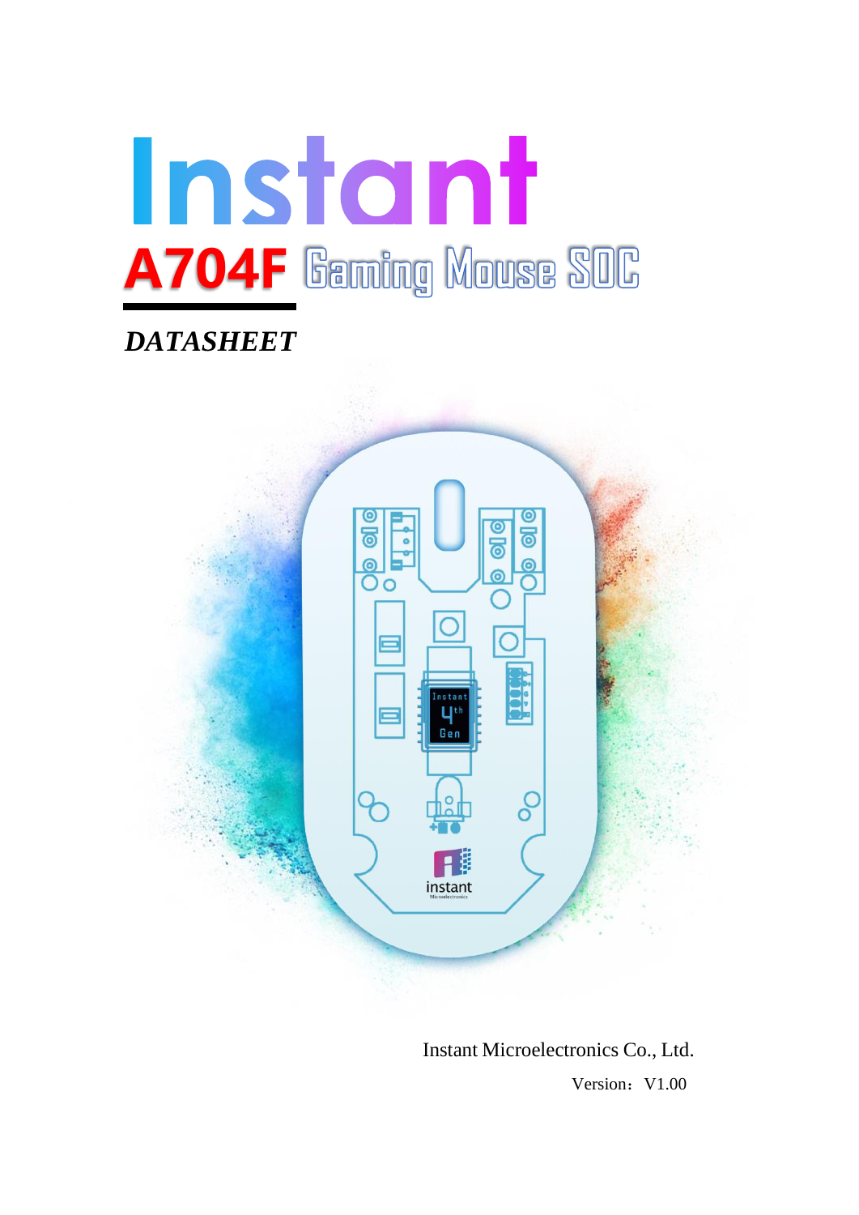# Instant

## A704F Gaming Mouse SOC

***DATASHEET***

Instant Microelectronics Co., Ltd.

Version：V1.00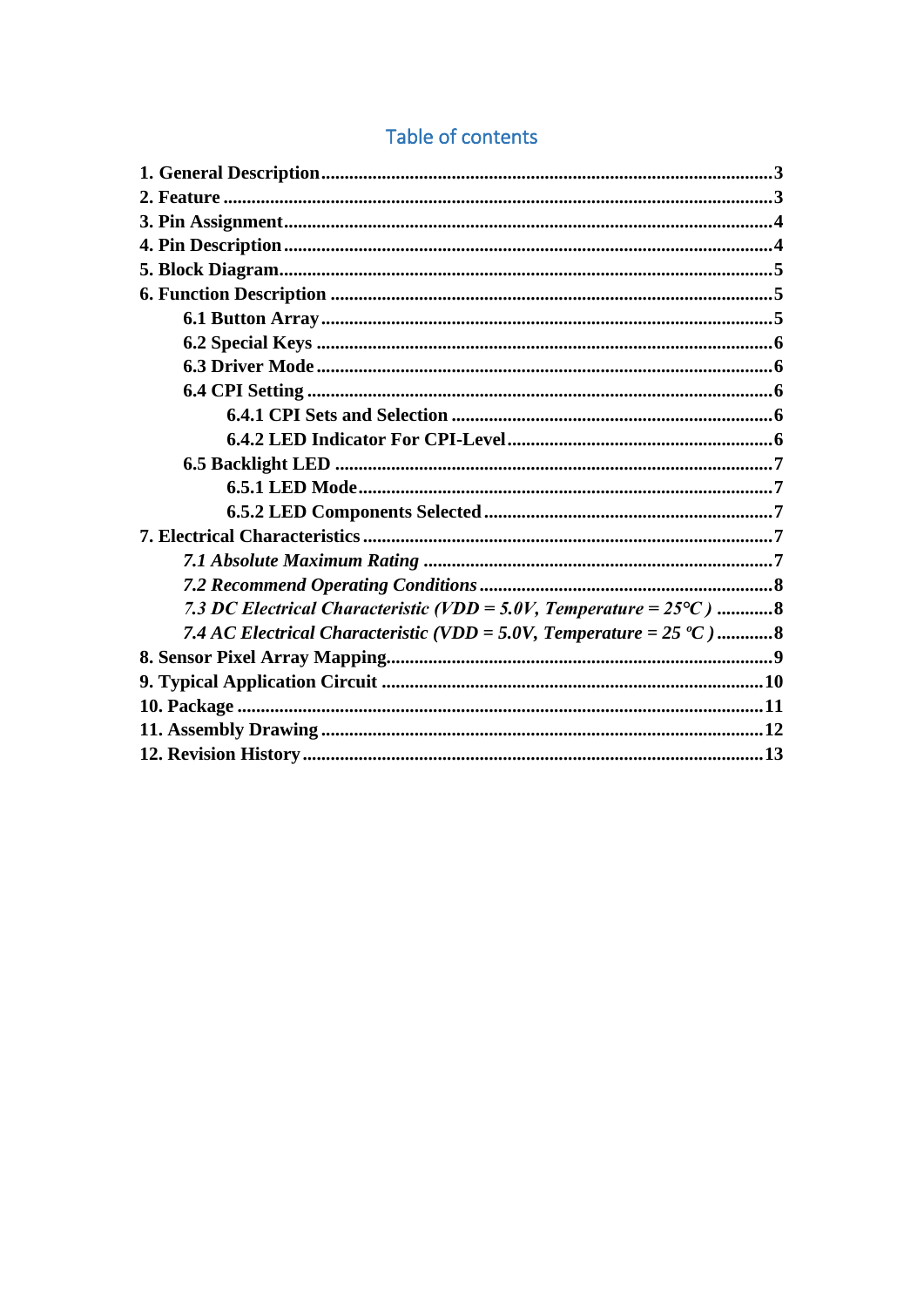# Table of contents

**1. General Description** ..... 3
**2. Feature** ..... 3
**3. Pin Assignment** ..... 4
**4. Pin Description** ..... 4
**5. Block Diagram** ..... 5
**6. Function Description** ..... 5
  **6.1 Button Array** ..... 5
  **6.2 Special Keys** ..... 6
  **6.3 Driver Mode** ..... 6
  **6.4 CPI Setting** ..... 6
    **6.4.1 CPI Sets and Selection** ..... 6
    **6.4.2 LED Indicator For CPI-Level** ..... 6
  **6.5 Backlight LED** ..... 7
    **6.5.1 LED Mode** ..... 7
    **6.5.2 LED Components Selected** ..... 7
**7. Electrical Characteristics** ..... 7
  ***7.1 Absolute Maximum Rating*** ..... 7
  ***7.2 Recommend Operating Conditions*** ..... 8
  ***7.3 DC Electrical Characteristic (VDD = 5.0V, Temperature = 25°C )*** ..... 8
  ***7.4 AC Electrical Characteristic (VDD = 5.0V, Temperature = 25 ºC )*** ..... 8
**8. Sensor Pixel Array Mapping** ..... 9
**9. Typical Application Circuit** ..... 10
**10. Package** ..... 11
**11. Assembly Drawing** ..... 12
**12. Revision History** ..... 13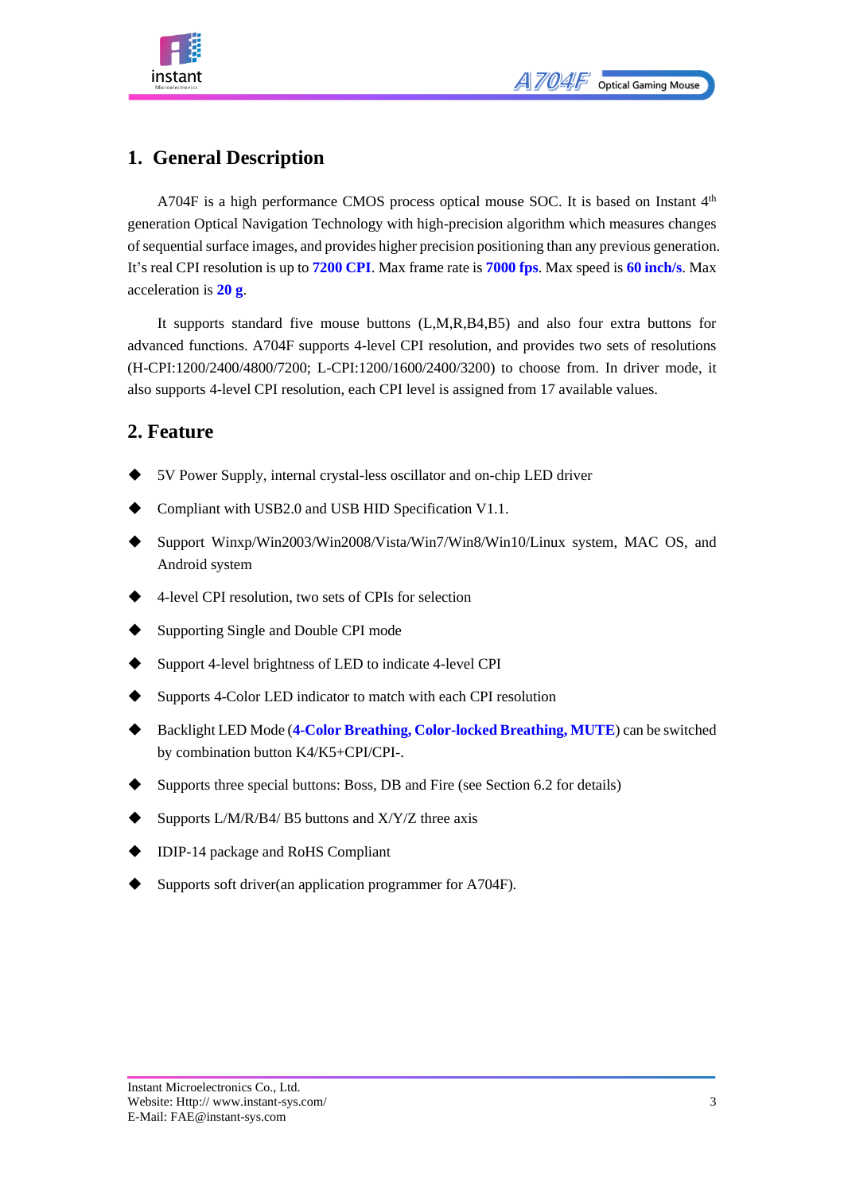# 1. General Description

A704F is a high performance CMOS process optical mouse SOC. It is based on Instant 4th generation Optical Navigation Technology with high-precision algorithm which measures changes of sequential surface images, and provides higher precision positioning than any previous generation. It's real CPI resolution is up to **7200 CPI**. Max frame rate is **7000 fps**. Max speed is **60 inch/s**. Max acceleration is **20 g**.

It supports standard five mouse buttons (L,M,R,B4,B5) and also four extra buttons for advanced functions. A704F supports 4-level CPI resolution, and provides two sets of resolutions (H-CPI:1200/2400/4800/7200; L-CPI:1200/1600/2400/3200) to choose from. In driver mode, it also supports 4-level CPI resolution, each CPI level is assigned from 17 available values.

# 2. Feature

- 5V Power Supply, internal crystal-less oscillator and on-chip LED driver
- Compliant with USB2.0 and USB HID Specification V1.1.
- Support Winxp/Win2003/Win2008/Vista/Win7/Win8/Win10/Linux system, MAC OS, and Android system
- 4-level CPI resolution, two sets of CPIs for selection
- Supporting Single and Double CPI mode
- Support 4-level brightness of LED to indicate 4-level CPI
- Supports 4-Color LED indicator to match with each CPI resolution
- Backlight LED Mode (**4-Color Breathing, Color-locked Breathing, MUTE**) can be switched by combination button K4/K5+CPI/CPI-.
- Supports three special buttons: Boss, DB and Fire (see Section 6.2 for details)
- Supports L/M/R/B4/ B5 buttons and X/Y/Z three axis
- IDIP-14 package and RoHS Compliant
- Supports soft driver(an application programmer for A704F).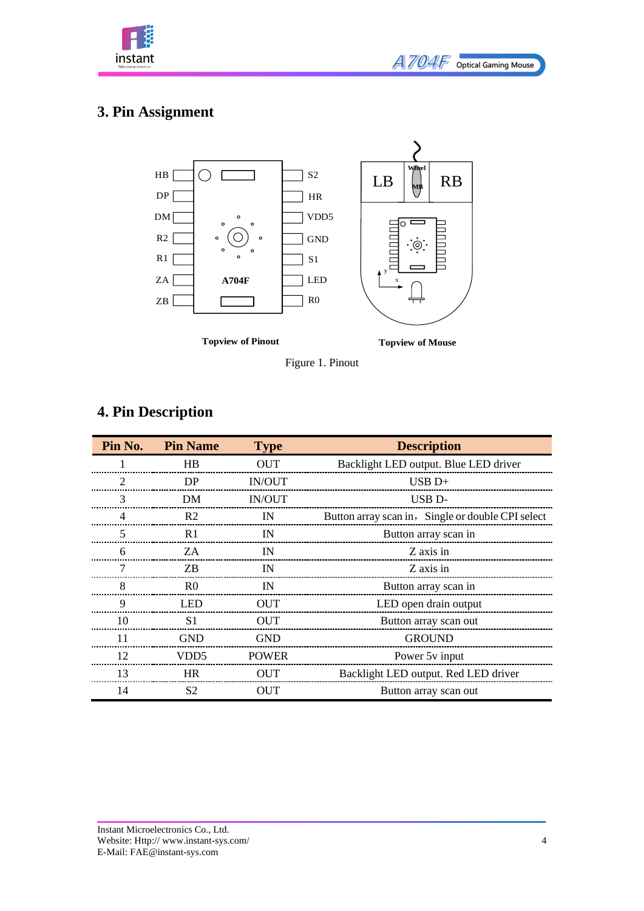## 3. Pin Assignment

Topview of Pinout

Topview of Mouse

Figure 1. Pinout

## 4. Pin Description

| Pin No. | Pin Name | Type | Description |
|---|---|---|---|
| 1 | HB | OUT | Backlight LED output. Blue LED driver |
| 2 | DP | IN/OUT | USB D+ |
| 3 | DM | IN/OUT | USB D- |
| 4 | R2 | IN | Button array scan in，Single or double CPI select |
| 5 | R1 | IN | Button array scan in |
| 6 | ZA | IN | Z axis in |
| 7 | ZB | IN | Z axis in |
| 8 | R0 | IN | Button array scan in |
| 9 | LED | OUT | LED open drain output |
| 10 | S1 | OUT | Button array scan out |
| 11 | GND | GND | GROUND |
| 12 | VDD5 | POWER | Power 5v input |
| 13 | HR | OUT | Backlight LED output. Red LED driver |
| 14 | S2 | OUT | Button array scan out |

Instant Microelectronics Co., Ltd.
Website: Http:// www.instant-sys.com/
E-Mail: FAE@instant-sys.com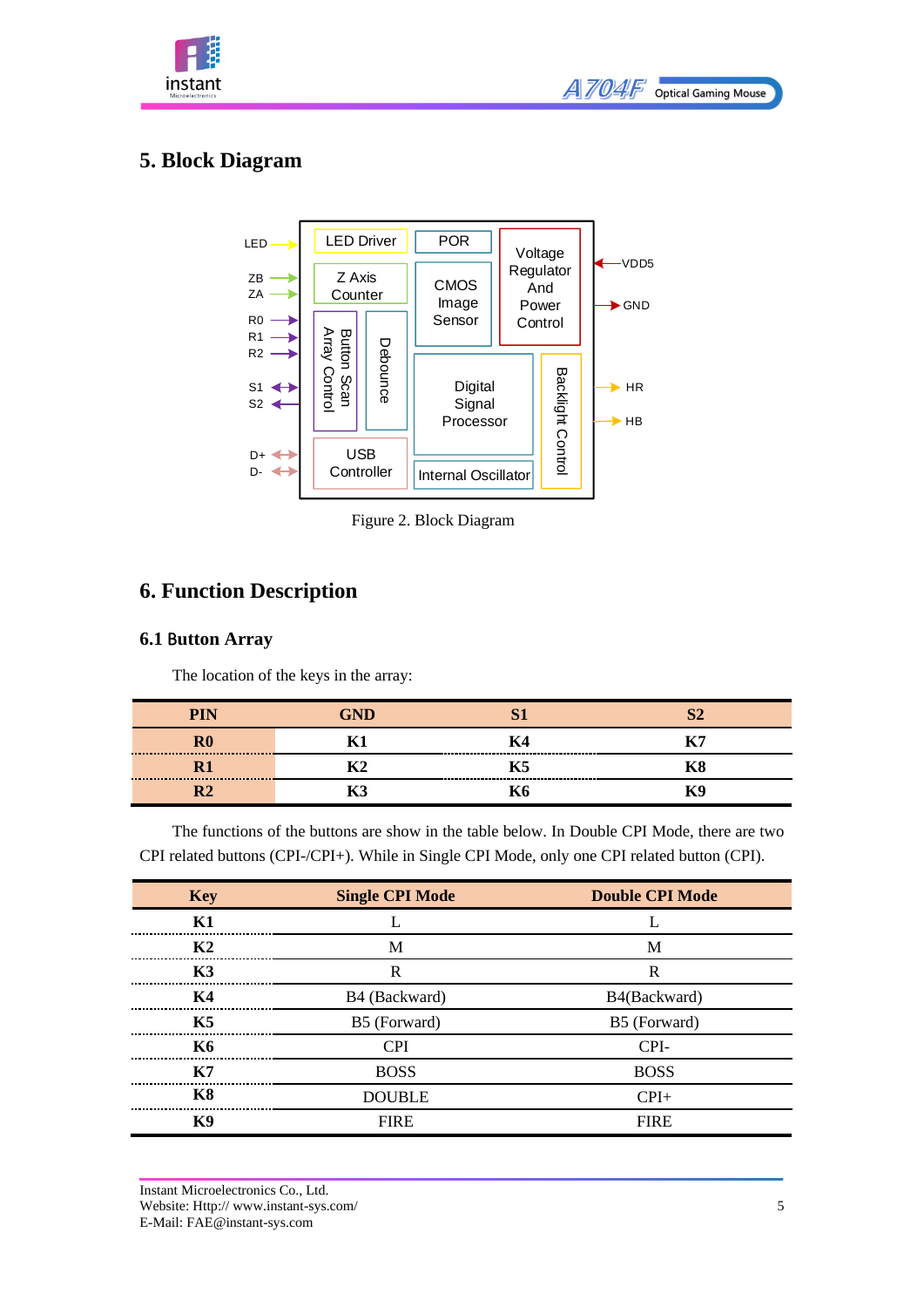## 5. Block Diagram

Figure 2. Block Diagram

## 6. Function Description

### 6.1 Button Array

The location of the keys in the array:

| PIN | GND | S1 | S2 |
|---|---|---|---|
| R0 | K1 | K4 | K7 |
| R1 | K2 | K5 | K8 |
| R2 | K3 | K6 | K9 |

The functions of the buttons are show in the table below. In Double CPI Mode, there are two CPI related buttons (CPI-/CPI+). While in Single CPI Mode, only one CPI related button (CPI).

| Key | Single CPI Mode | Double CPI Mode |
|---|---|---|
| K1 | L | L |
| K2 | M | M |
| K3 | R | R |
| K4 | B4 (Backward) | B4(Backward) |
| K5 | B5 (Forward) | B5 (Forward) |
| K6 | CPI | CPI- |
| K7 | BOSS | BOSS |
| K8 | DOUBLE | CPI+ |
| K9 | FIRE | FIRE |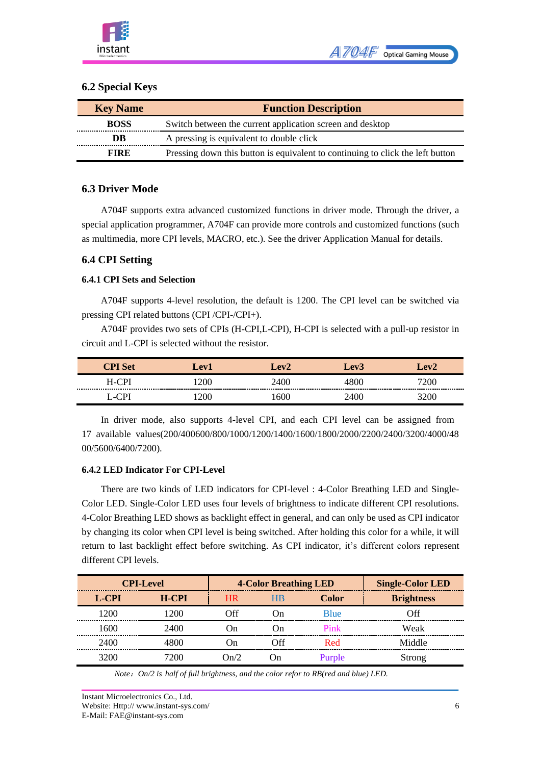### 6.2 Special Keys

| Key Name | Function Description |
| --- | --- |
| BOSS | Switch between the current application screen and desktop |
| DB | A pressing is equivalent to double click |
| FIRE | Pressing down this button is equivalent to continuing to click the left button |

### 6.3 Driver Mode

A704F supports extra advanced customized functions in driver mode. Through the driver, a special application programmer, A704F can provide more controls and customized functions (such as multimedia, more CPI levels, MACRO, etc.). See the driver Application Manual for details.

### 6.4 CPI Setting

#### 6.4.1 CPI Sets and Selection

A704F supports 4-level resolution, the default is 1200. The CPI level can be switched via pressing CPI related buttons (CPI /CPI-/CPI+).

A704F provides two sets of CPIs (H-CPI,L-CPI), H-CPI is selected with a pull-up resistor in circuit and L-CPI is selected without the resistor.

| CPI Set | Lev1 | Lev2 | Lev3 | Lev2 |
| --- | --- | --- | --- | --- |
| H-CPI | 1200 | 2400 | 4800 | 7200 |
| L-CPI | 1200 | 1600 | 2400 | 3200 |

In driver mode, also supports 4-level CPI, and each CPI level can be assigned from 17 available values(200/400600/800/1000/1200/1400/1600/1800/2000/2200/2400/3200/4000/4800/5600/6400/7200).

#### 6.4.2 LED Indicator For CPI-Level

There are two kinds of LED indicators for CPI-level : 4-Color Breathing LED and Single-Color LED. Single-Color LED uses four levels of brightness to indicate different CPI resolutions. 4-Color Breathing LED shows as backlight effect in general, and can only be used as CPI indicator by changing its color when CPI level is being switched. After holding this color for a while, it will return to last backlight effect before switching. As CPI indicator, it's different colors represent different CPI levels.

| CPI-Level | | 4-Color Breathing LED | | | Single-Color LED |
| --- | --- | --- | --- | --- | --- |
| L-CPI | H-CPI | HR | HB | Color | Brightness |
| 1200 | 1200 | Off | On | Blue | Off |
| 1600 | 2400 | On | On | Pink | Weak |
| 2400 | 4800 | On | Off | Red | Middle |
| 3200 | 7200 | On/2 | On | Purple | Strong |

*Note：On/2 is half of full brightness, and the color refor to RB(red and blue) LED.*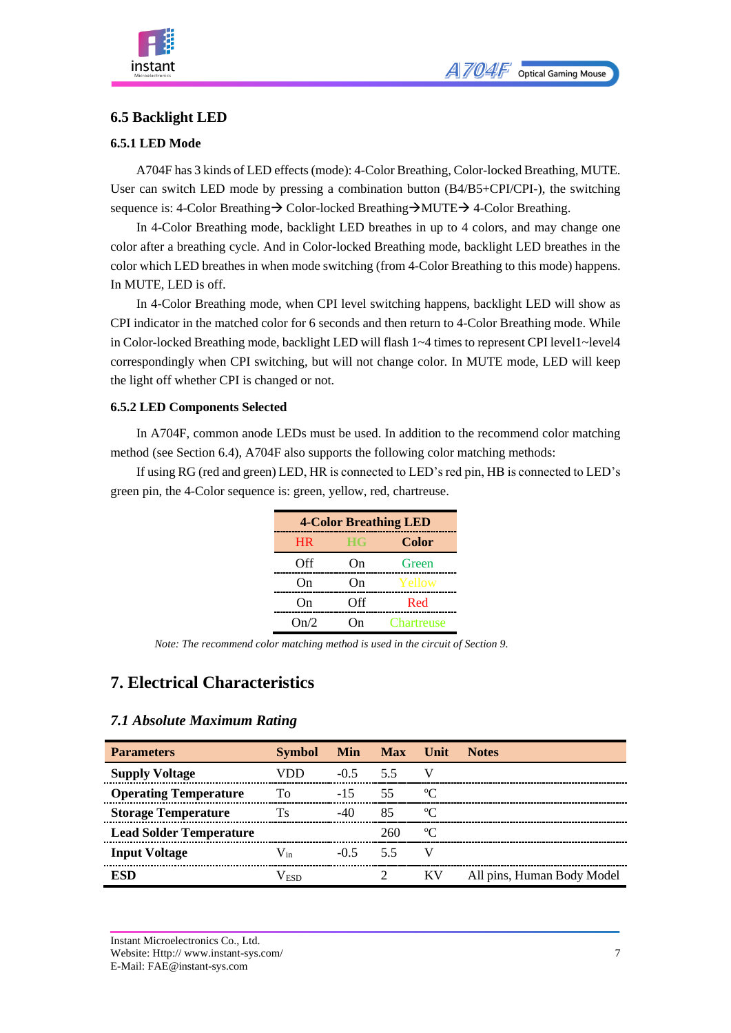## 6.5 Backlight LED

### 6.5.1 LED Mode

A704F has 3 kinds of LED effects (mode): 4-Color Breathing, Color-locked Breathing, MUTE. User can switch LED mode by pressing a combination button (B4/B5+CPI/CPI-), the switching sequence is: 4-Color Breathing→ Color-locked Breathing→MUTE→ 4-Color Breathing.

In 4-Color Breathing mode, backlight LED breathes in up to 4 colors, and may change one color after a breathing cycle. And in Color-locked Breathing mode, backlight LED breathes in the color which LED breathes in when mode switching (from 4-Color Breathing to this mode) happens. In MUTE, LED is off.

In 4-Color Breathing mode, when CPI level switching happens, backlight LED will show as CPI indicator in the matched color for 6 seconds and then return to 4-Color Breathing mode. While in Color-locked Breathing mode, backlight LED will flash 1~4 times to represent CPI level1~level4 correspondingly when CPI switching, but will not change color. In MUTE mode, LED will keep the light off whether CPI is changed or not.

### 6.5.2 LED Components Selected

In A704F, common anode LEDs must be used. In addition to the recommend color matching method (see Section 6.4), A704F also supports the following color matching methods:

If using RG (red and green) LED, HR is connected to LED's red pin, HB is connected to LED's green pin, the 4-Color sequence is: green, yellow, red, chartreuse.

| 4-Color Breathing LED | | |
|---|---|---|
| HR | HG | Color |
| Off | On | Green |
| On | On | Yellow |
| On | Off | Red |
| On/2 | On | Chartreuse |

*Note: The recommend color matching method is used in the circuit of Section 9.*

# 7. Electrical Characteristics

## *7.1 Absolute Maximum Rating*

| Parameters | Symbol | Min | Max | Unit | Notes |
|---|---|---|---|---|---|
| **Supply Voltage** | VDD | -0.5 | 5.5 | V | |
| **Operating Temperature** | To | -15 | 55 | ºC | |
| **Storage Temperature** | Ts | -40 | 85 | ºC | |
| **Lead Solder Temperature** | | | 260 | ºC | |
| **Input Voltage** | $V_{in}$ | -0.5 | 5.5 | V | |
| **ESD** | $V_{ESD}$ | | 2 | KV | All pins, Human Body Model |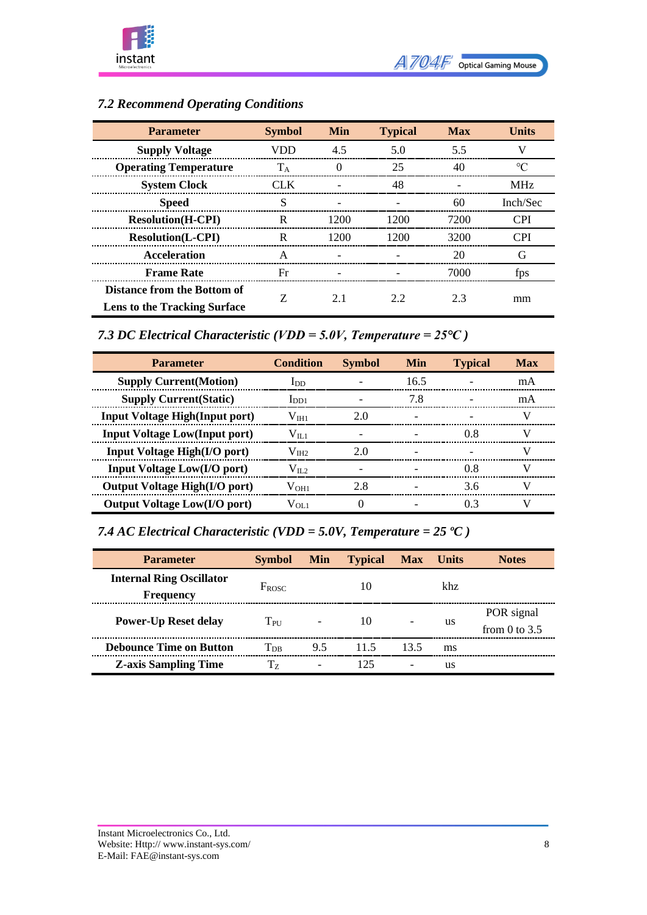### *7.2 Recommend Operating Conditions*

| Parameter | Symbol | Min | Typical | Max | Units |
|---|---|---|---|---|---|
| **Supply Voltage** | VDD | 4.5 | 5.0 | 5.5 | V |
| **Operating Temperature** | $T_A$ | 0 | 25 | 40 | ℃ |
| **System Clock** | CLK | - | 48 | - | MHz |
| **Speed** | S | - | - | 60 | Inch/Sec |
| **Resolution(H-CPI)** | R | 1200 | 1200 | 7200 | CPI |
| **Resolution(L-CPI)** | R | 1200 | 1200 | 3200 | CPI |
| **Acceleration** | A | - | - | 20 | G |
| **Frame Rate** | Fr | - | - | 7000 | fps |
| **Distance from the Bottom of Lens to the Tracking Surface** | Z | 2.1 | 2.2 | 2.3 | mm |

### *7.3 DC Electrical Characteristic (VDD = 5.0V, Temperature = 25℃)*

| Parameter | Condition | Symbol | Min | Typical | Max |
|---|---|---|---|---|---|
| **Supply Current(Motion)** | $I_{DD}$ | - | 16.5 | - | mA |
| **Supply Current(Static)** | $I_{DD1}$ | - | 7.8 | - | mA |
| **Input Voltage High(Input port)** | $V_{IH1}$ | 2.0 | - | - | V |
| **Input Voltage Low(Input port)** | $V_{IL1}$ | - | - | 0.8 | V |
| **Input Voltage High(I/O port)** | $V_{IH2}$ | 2.0 | - | - | V |
| **Input Voltage Low(I/O port)** | $V_{IL2}$ | - | - | 0.8 | V |
| **Output Voltage High(I/O port)** | $V_{OH1}$ | 2.8 | - | 3.6 | V |
| **Output Voltage Low(I/O port)** | $V_{OL1}$ | 0 | - | 0.3 | V |

### *7.4 AC Electrical Characteristic (VDD = 5.0V, Temperature = 25 ºC)*

| Parameter | Symbol | Min | Typical | Max | Units | Notes |
|---|---|---|---|---|---|---|
| **Internal Ring Oscillator Frequency** | $F_{ROSC}$ | | 10 | | khz | |
| **Power-Up Reset delay** | $T_{PU}$ | - | 10 | - | us | POR signal from 0 to 3.5 |
| **Debounce Time on Button** | $T_{DB}$ | 9.5 | 11.5 | 13.5 | ms | |
| **Z-axis Sampling Time** | $T_Z$ | - | 125 | - | us | |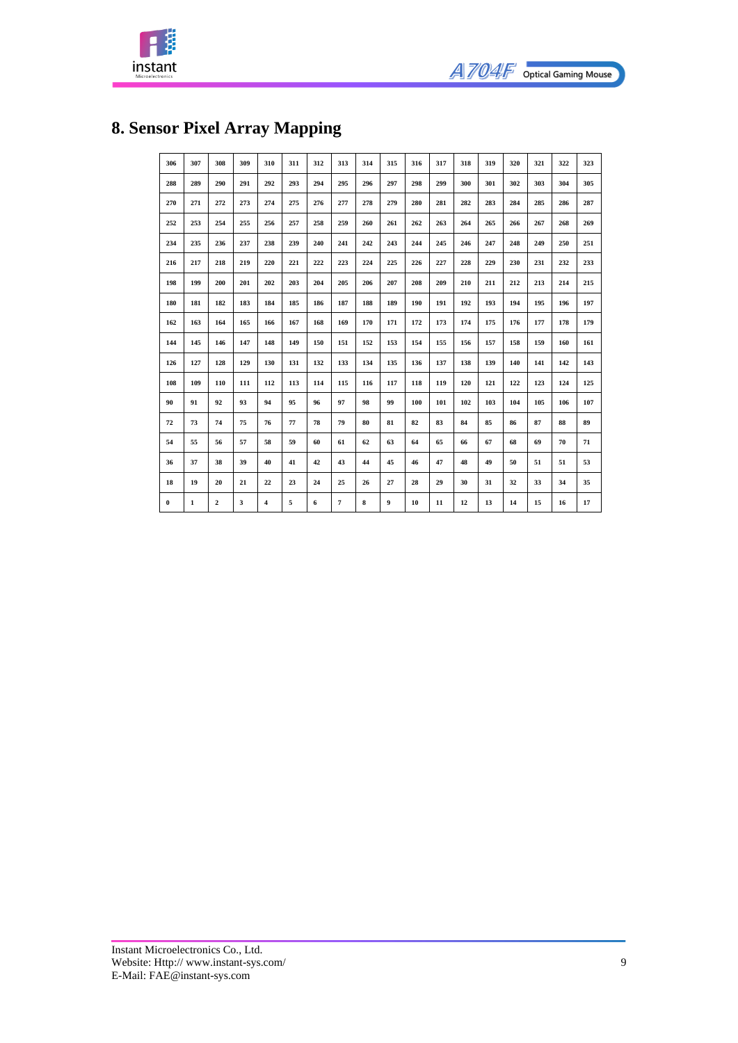## 8. Sensor Pixel Array Mapping

| 306 | 307 | 308 | 309 | 310 | 311 | 312 | 313 | 314 | 315 | 316 | 317 | 318 | 319 | 320 | 321 | 322 | 323 |
|---|---|---|---|---|---|---|---|---|---|---|---|---|---|---|---|---|---|
| 288 | 289 | 290 | 291 | 292 | 293 | 294 | 295 | 296 | 297 | 298 | 299 | 300 | 301 | 302 | 303 | 304 | 305 |
| 270 | 271 | 272 | 273 | 274 | 275 | 276 | 277 | 278 | 279 | 280 | 281 | 282 | 283 | 284 | 285 | 286 | 287 |
| 252 | 253 | 254 | 255 | 256 | 257 | 258 | 259 | 260 | 261 | 262 | 263 | 264 | 265 | 266 | 267 | 268 | 269 |
| 234 | 235 | 236 | 237 | 238 | 239 | 240 | 241 | 242 | 243 | 244 | 245 | 246 | 247 | 248 | 249 | 250 | 251 |
| 216 | 217 | 218 | 219 | 220 | 221 | 222 | 223 | 224 | 225 | 226 | 227 | 228 | 229 | 230 | 231 | 232 | 233 |
| 198 | 199 | 200 | 201 | 202 | 203 | 204 | 205 | 206 | 207 | 208 | 209 | 210 | 211 | 212 | 213 | 214 | 215 |
| 180 | 181 | 182 | 183 | 184 | 185 | 186 | 187 | 188 | 189 | 190 | 191 | 192 | 193 | 194 | 195 | 196 | 197 |
| 162 | 163 | 164 | 165 | 166 | 167 | 168 | 169 | 170 | 171 | 172 | 173 | 174 | 175 | 176 | 177 | 178 | 179 |
| 144 | 145 | 146 | 147 | 148 | 149 | 150 | 151 | 152 | 153 | 154 | 155 | 156 | 157 | 158 | 159 | 160 | 161 |
| 126 | 127 | 128 | 129 | 130 | 131 | 132 | 133 | 134 | 135 | 136 | 137 | 138 | 139 | 140 | 141 | 142 | 143 |
| 108 | 109 | 110 | 111 | 112 | 113 | 114 | 115 | 116 | 117 | 118 | 119 | 120 | 121 | 122 | 123 | 124 | 125 |
| 90 | 91 | 92 | 93 | 94 | 95 | 96 | 97 | 98 | 99 | 100 | 101 | 102 | 103 | 104 | 105 | 106 | 107 |
| 72 | 73 | 74 | 75 | 76 | 77 | 78 | 79 | 80 | 81 | 82 | 83 | 84 | 85 | 86 | 87 | 88 | 89 |
| 54 | 55 | 56 | 57 | 58 | 59 | 60 | 61 | 62 | 63 | 64 | 65 | 66 | 67 | 68 | 69 | 70 | 71 |
| 36 | 37 | 38 | 39 | 40 | 41 | 42 | 43 | 44 | 45 | 46 | 47 | 48 | 49 | 50 | 51 | 51 | 53 |
| 18 | 19 | 20 | 21 | 22 | 23 | 24 | 25 | 26 | 27 | 28 | 29 | 30 | 31 | 32 | 33 | 34 | 35 |
| 0 | 1 | 2 | 3 | 4 | 5 | 6 | 7 | 8 | 9 | 10 | 11 | 12 | 13 | 14 | 15 | 16 | 17 |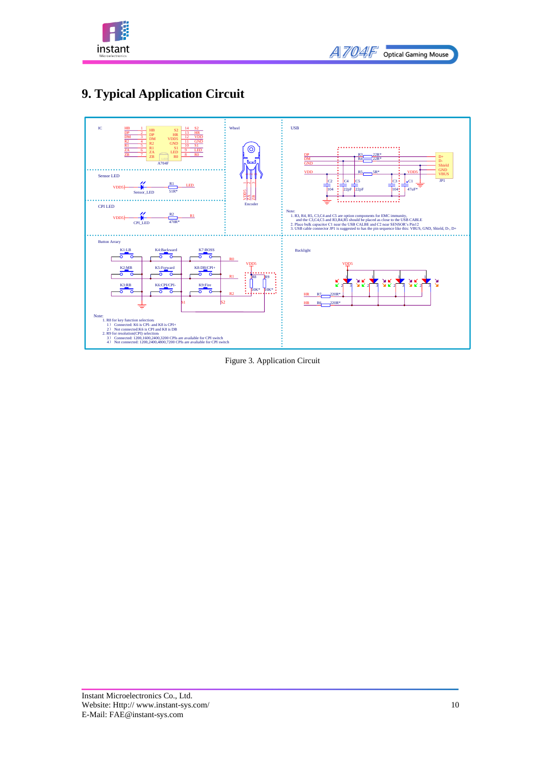# 9. Typical Application Circuit

IC

| Pin | Net | Name | | Name | Net | Pin |
|---|---|---|---|---|---|---|
| 1 | HB | HB | | S2 | S2 | 14 |
| 2 | DP | DP | | HR | HR | 13 |
| 3 | DM | DM | | VDD5 | VDD | 12 |
| 4 | R2 | R2 | | GND | GND | 11 |
| 5 | R1 | R1 | | S1 | S1 | 10 |
| 6 | ZA | ZA | | LED | LED | 9 |
| 7 | ZB | ZB | | R0 | R0 | 8 |

A704F

Wheel

Encoder (VDD5, ZA, ZB)

Sensor LED

VDD5 — Sensor_LED — R1 51R* — LED

CPI LED

VDD5 — CPI_LED — R2 470R* — R1

USB

DP — R3 22R* — D+
DM — R4 22R* — D-
GND — Shield
VDD — R5 5R* — VDD5 — VBUS
C2 104, C4 22pF, C5 22pF, C3 104, C1 47uF*

JP1 (D+, D-, Shield, GND, VBUS)

Note:
1. R3, R4, R5, C3,C4 and C5 are option components for EMC immunity, and the C3,C4,C5 and R3,R4,R5 should be placed as close to the USB CABLE
2. Place bulk capacitor C1 near the USB CALBE and C2 near SENSOR's Pin12
3. USB cable connector JP1 is suggested to has the pin sequence like this: VBUS, GND, Shield, D-, D+

Button Array

K1:LB, K4:Backward, K7:BOSS — R0
K2:MB, K5:Forward, K8:DB/CPI+ — R1
K3:RB, K6:CPI/CPI-, K9:Fire — R2
S1, S2
VDD5 — R8 10K*, R9 10K*

Backlight

VDD5, HR — R7 220R*, HB — R6 220R*

Note:
1. R8 for key function selection:
   1） Connected: K6 is CPI- and K8 is CPI+
   2） Not connected:K6 is CPI and K8 is DB
2. R9 for resolution(CPI) selection:
   3） Connected: 1200,1600,2400,3200 CPIs are available for CPI switch
   4） Not connected: 1200,2400,4800,7200 CPIs are available for CPI switch

Figure 3. Application Circuit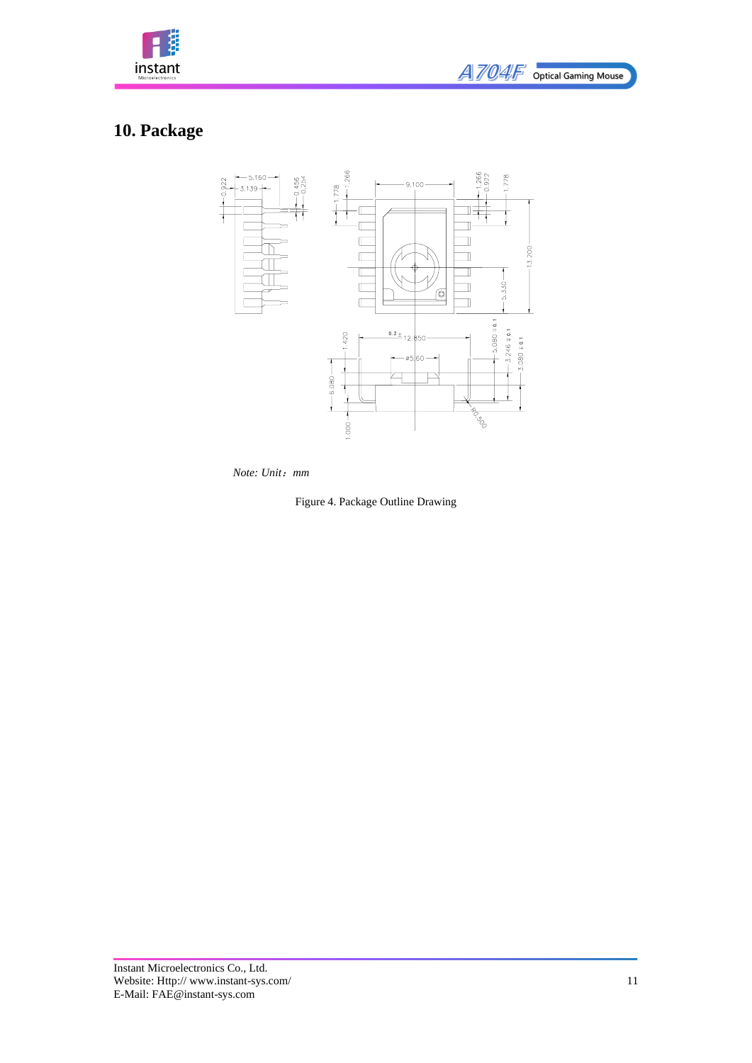# 10. Package

*Note: Unit：mm*

Figure 4. Package Outline Drawing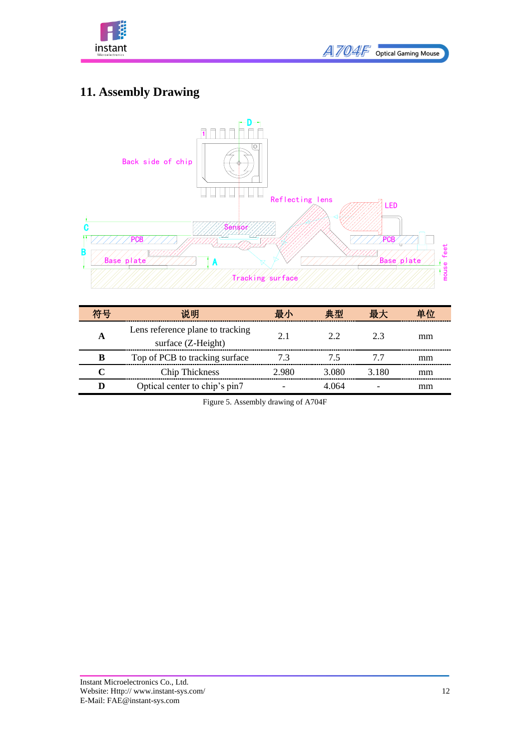## 11. Assembly Drawing

| 符号 | 说明 | 最小 | 典型 | 最大 | 单位 |
|---|---|---|---|---|---|
| **A** | Lens reference plane to tracking surface (Z-Height) | 2.1 | 2.2 | 2.3 | mm |
| **B** | Top of PCB to tracking surface | 7.3 | 7.5 | 7.7 | mm |
| **C** | Chip Thickness | 2.980 | 3.080 | 3.180 | mm |
| **D** | Optical center to chip's pin7 | - | 4.064 | - | mm |

Figure 5. Assembly drawing of A704F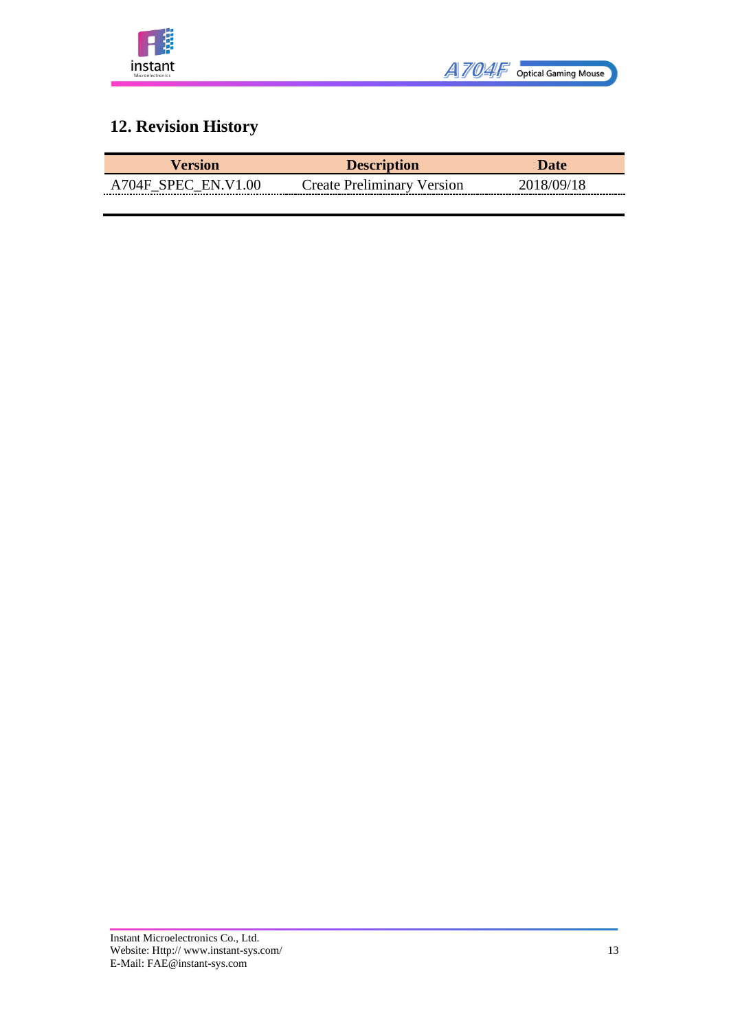## 12. Revision History

| Version | Description | Date |
|---|---|---|
| A704F_SPEC_EN.V1.00 | Create Preliminary Version | 2018/09/18 |